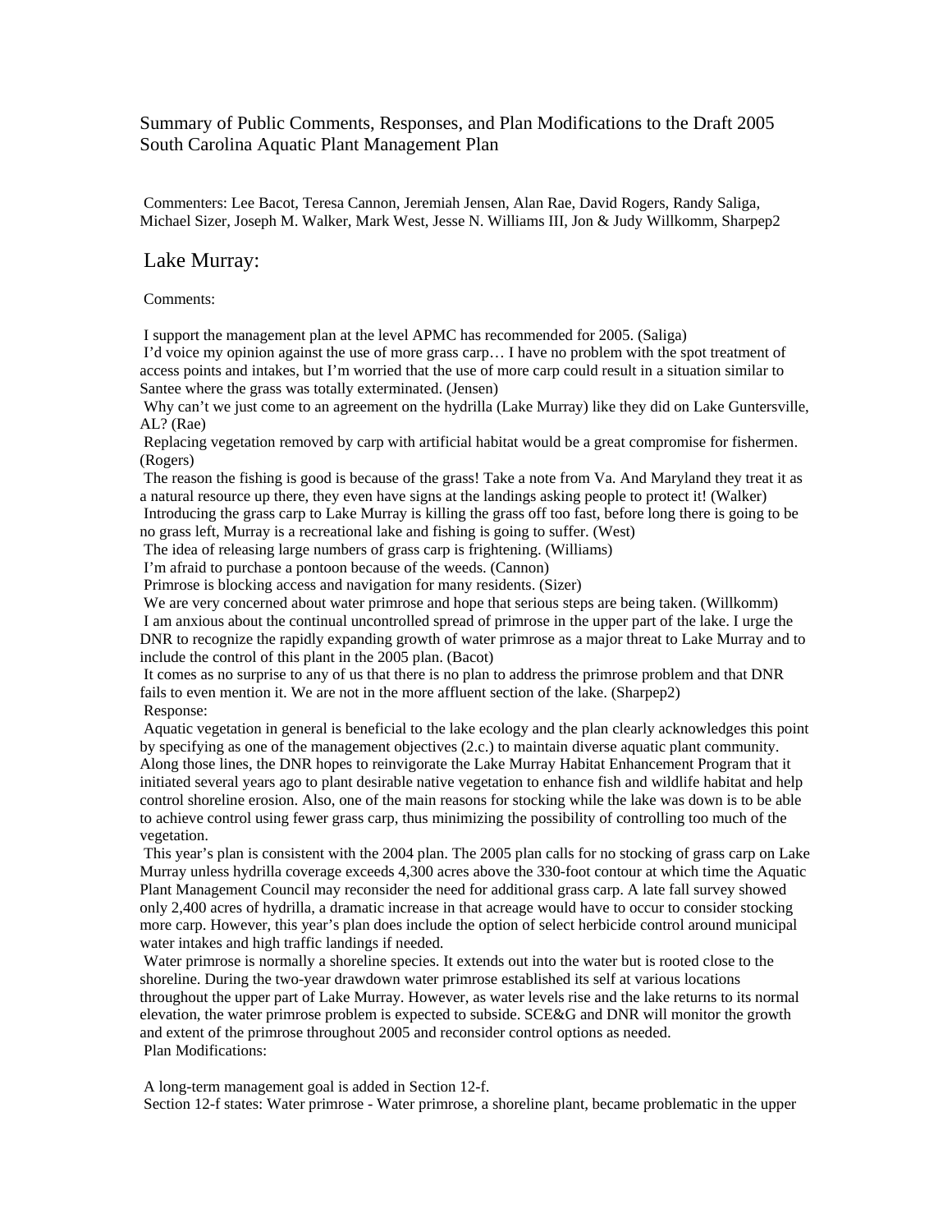# Summary of Public Comments, Responses, and Plan Modifications to the Draft 2005 South Carolina Aquatic Plant Management Plan

Commenters: Lee Bacot, Teresa Cannon, Jeremiah Jensen, Alan Rae, David Rogers, Randy Saliga, Michael Sizer, Joseph M. Walker, Mark West, Jesse N. Williams III, Jon & Judy Willkomm, Sharpep2

## Lake Murray:

Comments:

I support the management plan at the level APMC has recommended for 2005. (Saliga)

I'd voice my opinion against the use of more grass carp… I have no problem with the spot treatment of access points and intakes, but I'm worried that the use of more carp could result in a situation similar to Santee where the grass was totally exterminated. (Jensen)

Why can't we just come to an agreement on the hydrilla (Lake Murray) like they did on Lake Guntersville, AL? (Rae)

Replacing vegetation removed by carp with artificial habitat would be a great compromise for fishermen. (Rogers)

The reason the fishing is good is because of the grass! Take a note from Va. And Maryland they treat it as a natural resource up there, they even have signs at the landings asking people to protect it! (Walker)

Introducing the grass carp to Lake Murray is killing the grass off too fast, before long there is going to be no grass left, Murray is a recreational lake and fishing is going to suffer. (West)

The idea of releasing large numbers of grass carp is frightening. (Williams)

I'm afraid to purchase a pontoon because of the weeds. (Cannon)

Primrose is blocking access and navigation for many residents. (Sizer)

We are very concerned about water primrose and hope that serious steps are being taken. (Willkomm)

I am anxious about the continual uncontrolled spread of primrose in the upper part of the lake. I urge the DNR to recognize the rapidly expanding growth of water primrose as a major threat to Lake Murray and to include the control of this plant in the 2005 plan. (Bacot)

It comes as no surprise to any of us that there is no plan to address the primrose problem and that DNR fails to even mention it. We are not in the more affluent section of the lake. (Sharpep2)

Response:

Aquatic vegetation in general is beneficial to the lake ecology and the plan clearly acknowledges this point by specifying as one of the management objectives (2.c.) to maintain diverse aquatic plant community. Along those lines, the DNR hopes to reinvigorate the Lake Murray Habitat Enhancement Program that it initiated several years ago to plant desirable native vegetation to enhance fish and wildlife habitat and help control shoreline erosion. Also, one of the main reasons for stocking while the lake was down is to be able to achieve control using fewer grass carp, thus minimizing the possibility of controlling too much of the vegetation.

This year's plan is consistent with the 2004 plan. The 2005 plan calls for no stocking of grass carp on Lake Murray unless hydrilla coverage exceeds 4,300 acres above the 330-foot contour at which time the Aquatic Plant Management Council may reconsider the need for additional grass carp. A late fall survey showed only 2,400 acres of hydrilla, a dramatic increase in that acreage would have to occur to consider stocking more carp. However, this year's plan does include the option of select herbicide control around municipal water intakes and high traffic landings if needed.

Water primrose is normally a shoreline species. It extends out into the water but is rooted close to the shoreline. During the two-year drawdown water primrose established its self at various locations throughout the upper part of Lake Murray. However, as water levels rise and the lake returns to its normal elevation, the water primrose problem is expected to subside. SCE&G and DNR will monitor the growth and extent of the primrose throughout 2005 and reconsider control options as needed.

Plan Modifications:

A long-term management goal is added in Section 12-f.

Section 12-f states: Water primrose - Water primrose, a shoreline plant, became problematic in the upper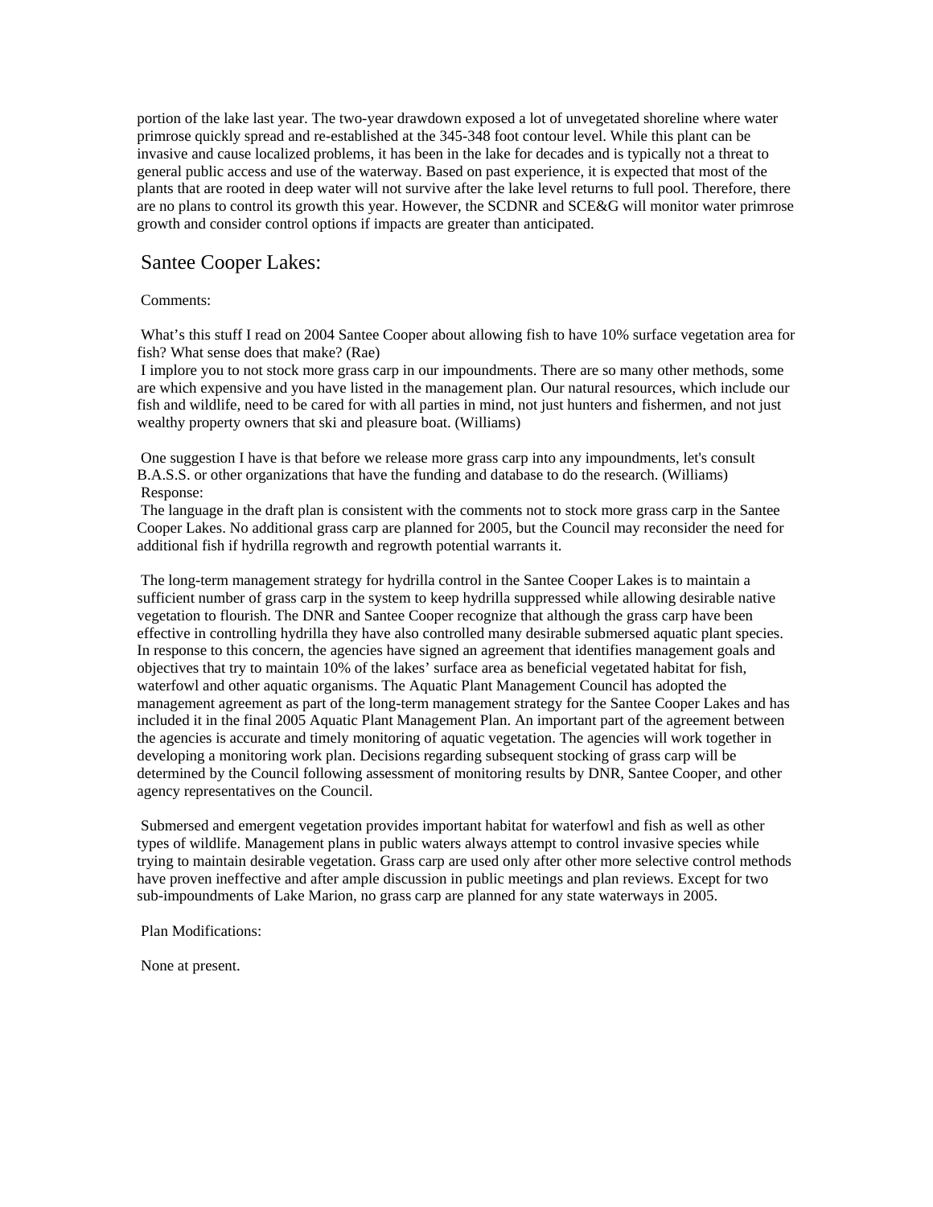portion of the lake last year. The two-year drawdown exposed a lot of unvegetated shoreline where water primrose quickly spread and re-established at the 345-348 foot contour level. While this plant can be invasive and cause localized problems, it has been in the lake for decades and is typically not a threat to general public access and use of the waterway. Based on past experience, it is expected that most of the plants that are rooted in deep water will not survive after the lake level returns to full pool. Therefore, there are no plans to control its growth this year. However, the SCDNR and SCE&G will monitor water primrose growth and consider control options if impacts are greater than anticipated.

## Santee Cooper Lakes:

Comments:

What's this stuff I read on 2004 Santee Cooper about allowing fish to have 10% surface vegetation area for fish? What sense does that make? (Rae)

I implore you to not stock more grass carp in our impoundments. There are so many other methods, some are which expensive and you have listed in the management plan. Our natural resources, which include our fish and wildlife, need to be cared for with all parties in mind, not just hunters and fishermen, and not just wealthy property owners that ski and pleasure boat. (Williams)

One suggestion I have is that before we release more grass carp into any impoundments, let's consult B.A.S.S. or other organizations that have the funding and database to do the research. (Williams)

Response:

The language in the draft plan is consistent with the comments not to stock more grass carp in the Santee Cooper Lakes. No additional grass carp are planned for 2005, but the Council may reconsider the need for additional fish if hydrilla regrowth and regrowth potential warrants it.

The long-term management strategy for hydrilla control in the Santee Cooper Lakes is to maintain a sufficient number of grass carp in the system to keep hydrilla suppressed while allowing desirable native vegetation to flourish. The DNR and Santee Cooper recognize that although the grass carp have been effective in controlling hydrilla they have also controlled many desirable submersed aquatic plant species. In response to this concern, the agencies have signed an agreement that identifies management goals and objectives that try to maintain 10% of the lakes' surface area as beneficial vegetated habitat for fish, waterfowl and other aquatic organisms. The Aquatic Plant Management Council has adopted the management agreement as part of the long-term management strategy for the Santee Cooper Lakes and has included it in the final 2005 Aquatic Plant Management Plan. An important part of the agreement between the agencies is accurate and timely monitoring of aquatic vegetation. The agencies will work together in developing a monitoring work plan. Decisions regarding subsequent stocking of grass carp will be determined by the Council following assessment of monitoring results by DNR, Santee Cooper, and other agency representatives on the Council.

Submersed and emergent vegetation provides important habitat for waterfowl and fish as well as other types of wildlife. Management plans in public waters always attempt to control invasive species while trying to maintain desirable vegetation. Grass carp are used only after other more selective control methods have proven ineffective and after ample discussion in public meetings and plan reviews. Except for two sub-impoundments of Lake Marion, no grass carp are planned for any state waterways in 2005.

Plan Modifications:

None at present.